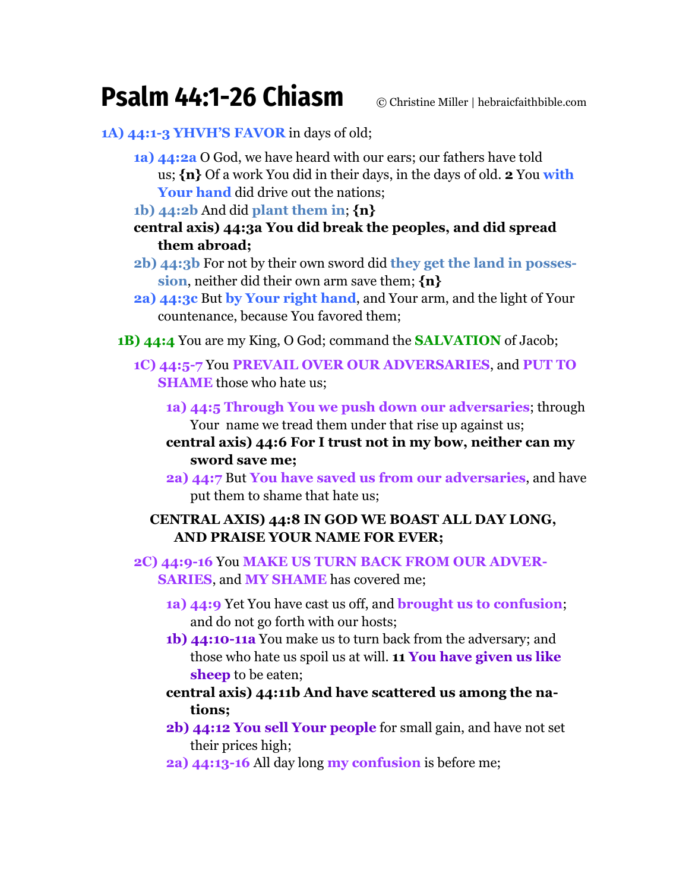# Psalm 44:1-26 Chiasm

© Christine Miller | hebraicfaithbible.com

**1A) 44:1-3 YHVH'S FAVOR** in days of old;

> **1a) 44:2a** O God, we have heard with our ears; our fathers have told us; **{n}** Of a work You did in their days, in the days of old. **2** You **with Your hand** did drive out the nations;
>
> **1b) 44:2b** And did **plant them in**; **{n}**
>
> **central axis) 44:3a You did break the peoples, and did spread them abroad;**
>
> **2b) 44:3b** For not by their own sword did **they get the land in possession**, neither did their own arm save them; **{n}**
>
> **2a) 44:3c** But **by Your right hand**, and Your arm, and the light of Your countenance, because You favored them;

**1B) 44:4** You are my King, O God; command the **SALVATION** of Jacob;

**1C) 44:5-7** You **PREVAIL OVER OUR ADVERSARIES**, and **PUT TO SHAME** those who hate us;

> **1a) 44:5 Through You we push down our adversaries**; through Your name we tread them under that rise up against us;
>
> **central axis) 44:6 For I trust not in my bow, neither can my sword save me;**
>
> **2a) 44:7** But **You have saved us from our adversaries**, and have put them to shame that hate us;

**CENTRAL AXIS) 44:8 IN GOD WE BOAST ALL DAY LONG, AND PRAISE YOUR NAME FOR EVER;**

**2C) 44:9-16** You **MAKE US TURN BACK FROM OUR ADVERSARIES**, and **MY SHAME** has covered me;

> **1a) 44:9** Yet You have cast us off, and **brought us to confusion**; and do not go forth with our hosts;
>
> **1b) 44:10-11a** You make us to turn back from the adversary; and those who hate us spoil us at will. **11 You have given us like sheep** to be eaten;
>
> **central axis) 44:11b And have scattered us among the nations;**
>
> **2b) 44:12 You sell Your people** for small gain, and have not set their prices high;
>
> **2a) 44:13-16** All day long **my confusion** is before me;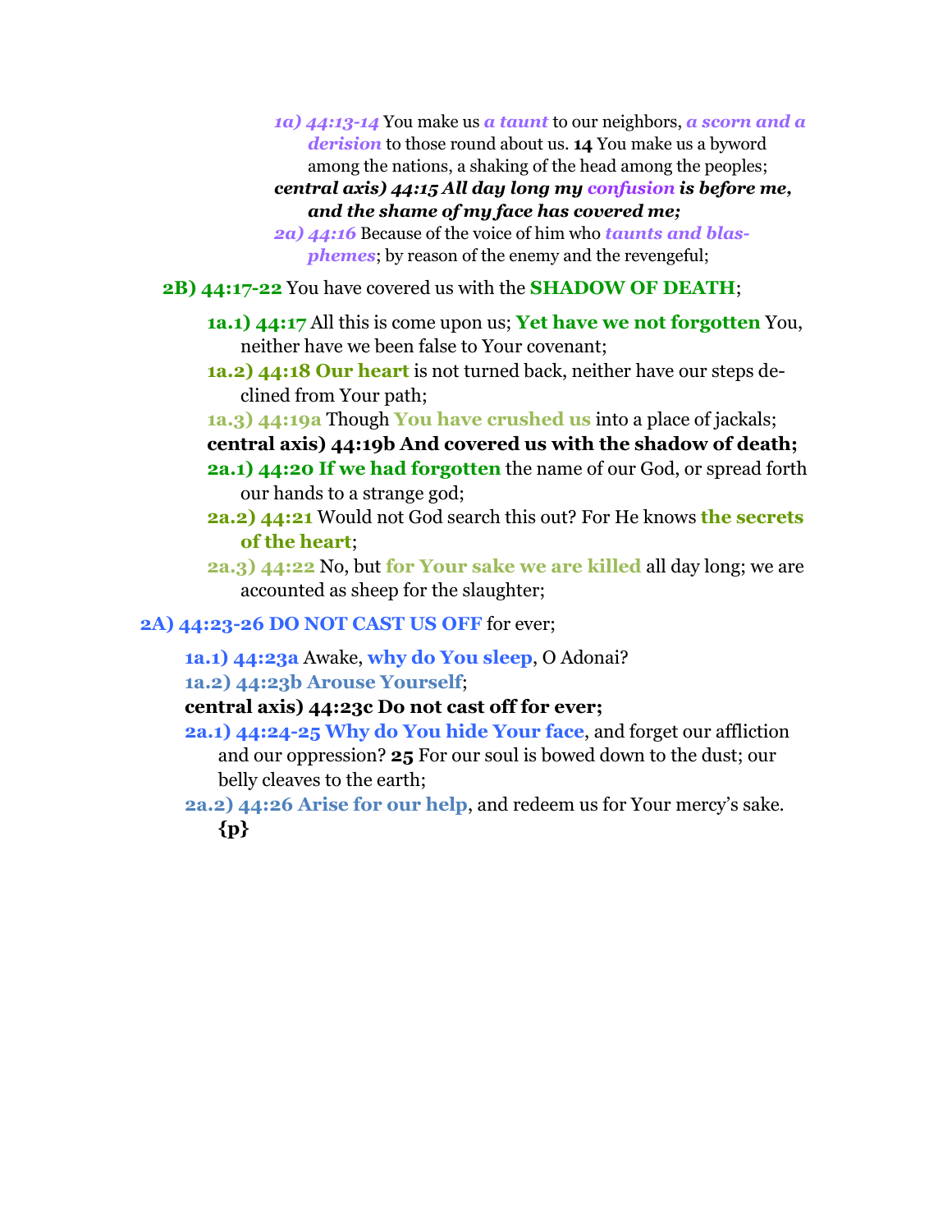*1a) 44:13-14* You make us ***a taunt*** to our neighbors, ***a scorn and a derision*** to those round about us. **14** You make us a byword among the nations, a shaking of the head among the peoples;

***central axis) 44:15 All day long my confusion is before me, and the shame of my face has covered me;***

*2a) 44:16* Because of the voice of him who ***taunts and blasphemes***; by reason of the enemy and the revengeful;

**2B) 44:17-22** You have covered us with the **SHADOW OF DEATH**;

**1a.1) 44:17** All this is come upon us; **Yet have we not forgotten** You, neither have we been false to Your covenant;

**1a.2) 44:18 Our heart** is not turned back, neither have our steps declined from Your path;

**1a.3) 44:19a** Though **You have crushed us** into a place of jackals;

**central axis) 44:19b And covered us with the shadow of death;**

**2a.1) 44:20 If we had forgotten** the name of our God, or spread forth our hands to a strange god;

**2a.2) 44:21** Would not God search this out? For He knows **the secrets of the heart**;

**2a.3) 44:22** No, but **for Your sake we are killed** all day long; we are accounted as sheep for the slaughter;

**2A) 44:23-26 DO NOT CAST US OFF** for ever;

**1a.1) 44:23a** Awake, **why do You sleep**, O Adonai?

**1a.2) 44:23b Arouse Yourself**;

**central axis) 44:23c Do not cast off for ever;**

**2a.1) 44:24-25 Why do You hide Your face**, and forget our affliction and our oppression? **25** For our soul is bowed down to the dust; our belly cleaves to the earth;

**2a.2) 44:26 Arise for our help**, and redeem us for Your mercy's sake. **{p}**